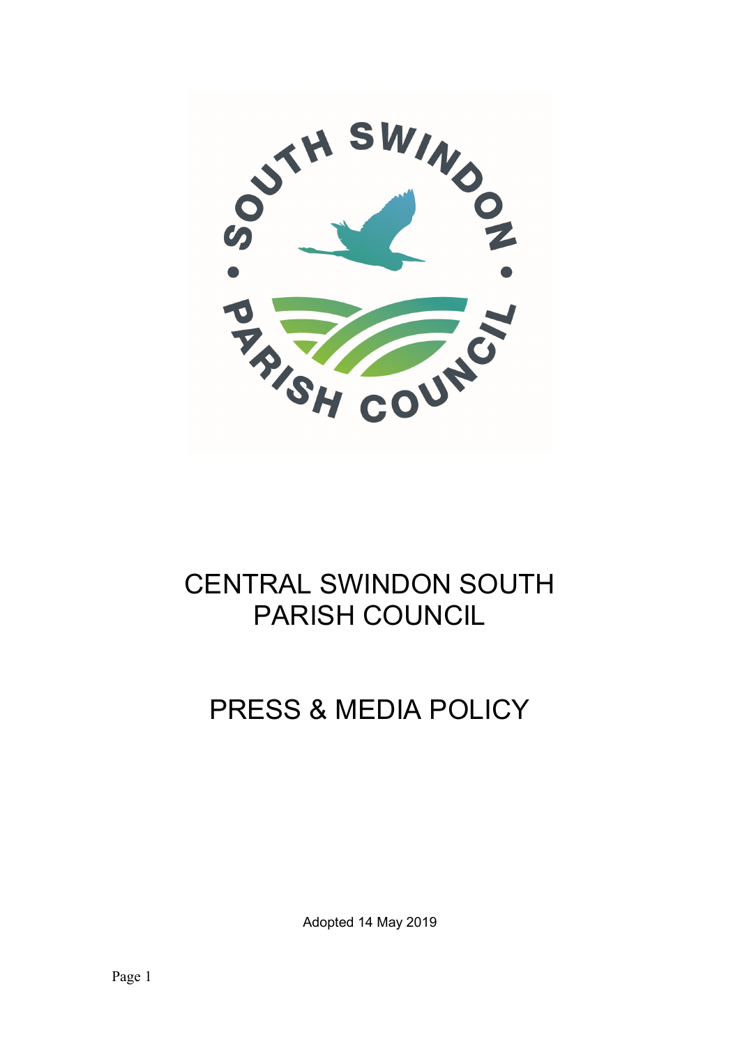# CENTRAL SWINDON SOUTH PARISH COUNCIL

# PRESS & MEDIA POLICY

Adopted 14 May 2019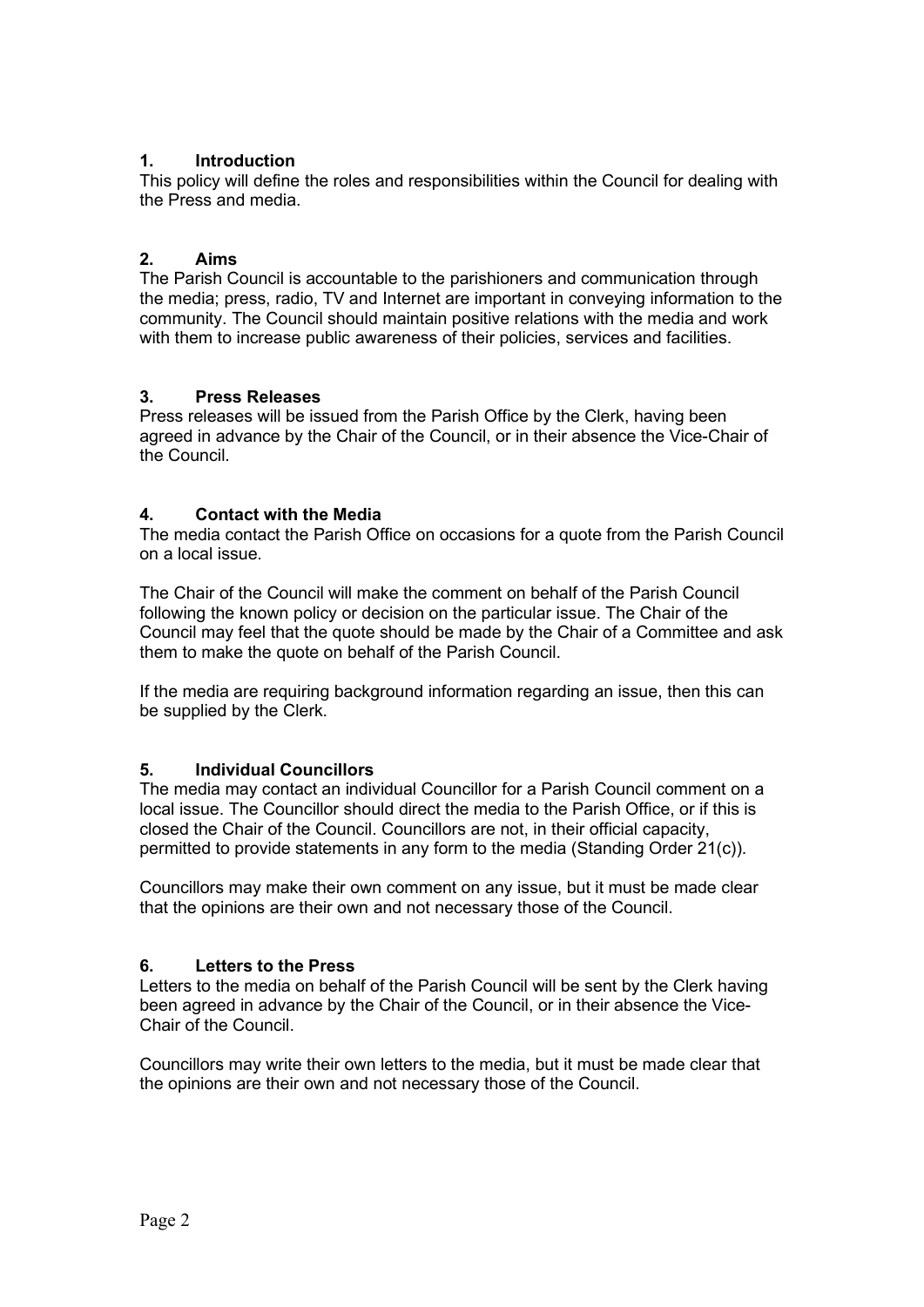## 1. Introduction

This policy will define the roles and responsibilities within the Council for dealing with the Press and media.

## 2. Aims

The Parish Council is accountable to the parishioners and communication through the media; press, radio, TV and Internet are important in conveying information to the community. The Council should maintain positive relations with the media and work with them to increase public awareness of their policies, services and facilities.

## 3. Press Releases

Press releases will be issued from the Parish Office by the Clerk, having been agreed in advance by the Chair of the Council, or in their absence the Vice-Chair of the Council.

## 4. Contact with the Media

The media contact the Parish Office on occasions for a quote from the Parish Council on a local issue.

The Chair of the Council will make the comment on behalf of the Parish Council following the known policy or decision on the particular issue. The Chair of the Council may feel that the quote should be made by the Chair of a Committee and ask them to make the quote on behalf of the Parish Council.

If the media are requiring background information regarding an issue, then this can be supplied by the Clerk.

## 5. Individual Councillors

The media may contact an individual Councillor for a Parish Council comment on a local issue. The Councillor should direct the media to the Parish Office, or if this is closed the Chair of the Council. Councillors are not, in their official capacity, permitted to provide statements in any form to the media (Standing Order 21(c)).

Councillors may make their own comment on any issue, but it must be made clear that the opinions are their own and not necessary those of the Council.

## 6. Letters to the Press

Letters to the media on behalf of the Parish Council will be sent by the Clerk having been agreed in advance by the Chair of the Council, or in their absence the Vice-Chair of the Council.

Councillors may write their own letters to the media, but it must be made clear that the opinions are their own and not necessary those of the Council.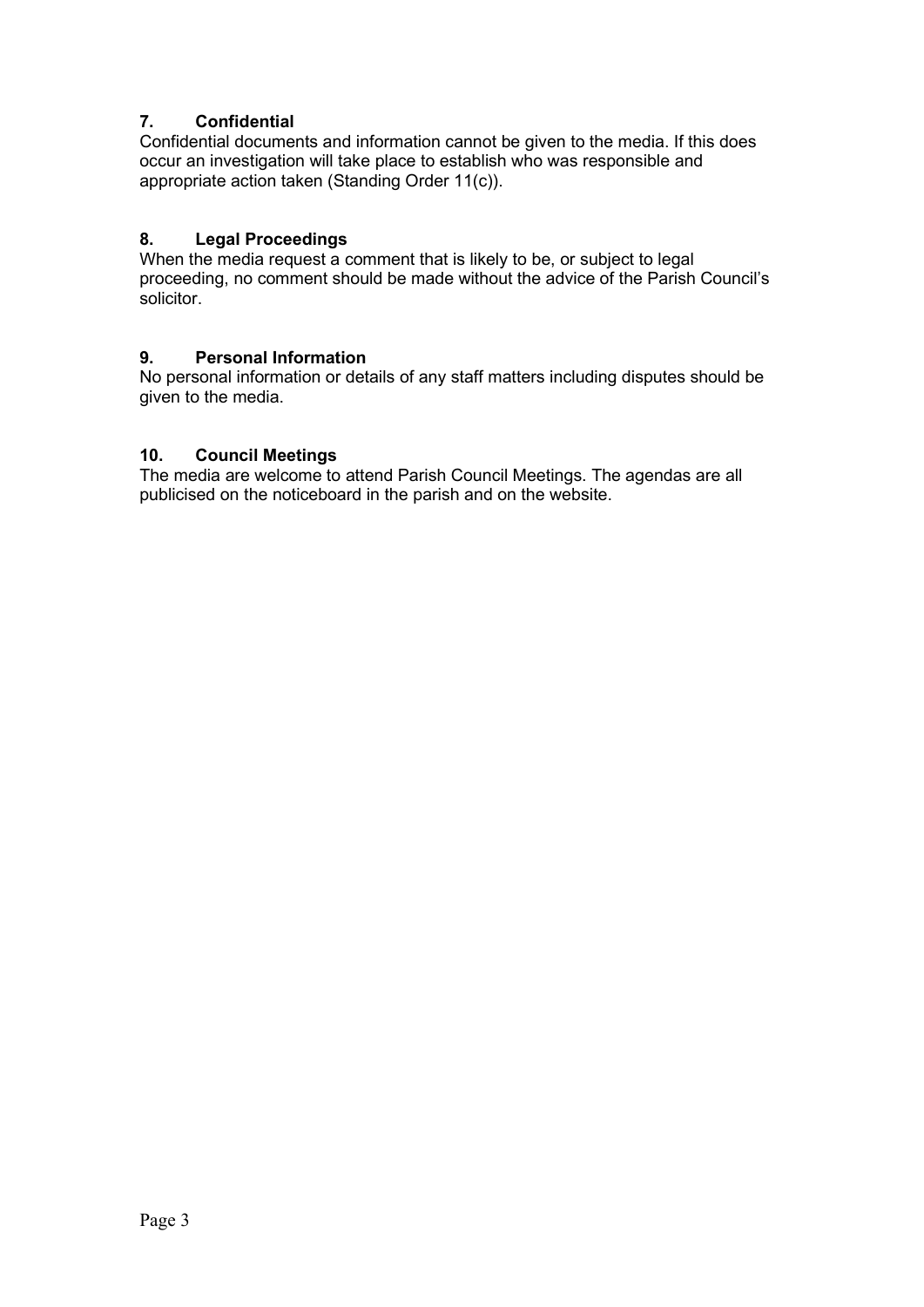## 7. Confidential

Confidential documents and information cannot be given to the media. If this does occur an investigation will take place to establish who was responsible and appropriate action taken (Standing Order 11(c)).

## 8. Legal Proceedings

When the media request a comment that is likely to be, or subject to legal proceeding, no comment should be made without the advice of the Parish Council's solicitor.

## 9. Personal Information

No personal information or details of any staff matters including disputes should be given to the media.

## 10. Council Meetings

The media are welcome to attend Parish Council Meetings. The agendas are all publicised on the noticeboard in the parish and on the website.